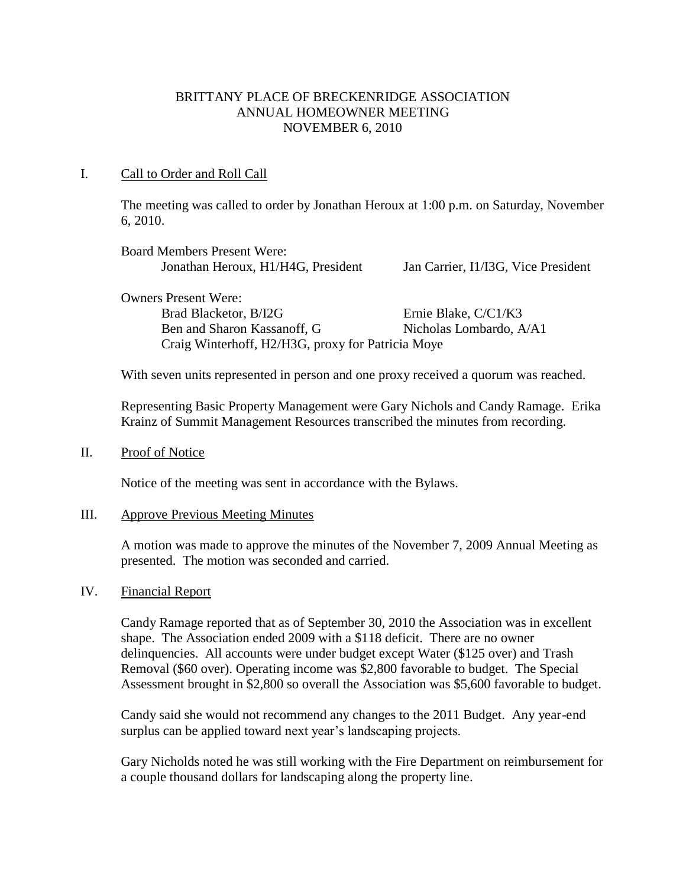# BRITTANY PLACE OF BRECKENRIDGE ASSOCIATION
## ANNUAL HOMEOWNER MEETING
## NOVEMBER 6, 2010

## I. Call to Order and Roll Call

The meeting was called to order by Jonathan Heroux at 1:00 p.m. on Saturday, November 6, 2010.

Board Members Present Were:

- Jonathan Heroux, H1/H4G, President
- Jan Carrier, I1/I3G, Vice President

Owners Present Were:

- Brad Blacketor, B/I2G
- Ernie Blake, C/C1/K3
- Ben and Sharon Kassanoff, G
- Nicholas Lombardo, A/A1
- Craig Winterhoff, H2/H3G, proxy for Patricia Moye

With seven units represented in person and one proxy received a quorum was reached.

Representing Basic Property Management were Gary Nichols and Candy Ramage. Erika Krainz of Summit Management Resources transcribed the minutes from recording.

## II. Proof of Notice

Notice of the meeting was sent in accordance with the Bylaws.

## III. Approve Previous Meeting Minutes

A motion was made to approve the minutes of the November 7, 2009 Annual Meeting as presented. The motion was seconded and carried.

## IV. Financial Report

Candy Ramage reported that as of September 30, 2010 the Association was in excellent shape. The Association ended 2009 with a $118 deficit. There are no owner delinquencies. All accounts were under budget except Water ($125 over) and Trash Removal ($60 over). Operating income was $2,800 favorable to budget. The Special Assessment brought in $2,800 so overall the Association was $5,600 favorable to budget.

Candy said she would not recommend any changes to the 2011 Budget. Any year-end surplus can be applied toward next year's landscaping projects.

Gary Nicholds noted he was still working with the Fire Department on reimbursement for a couple thousand dollars for landscaping along the property line.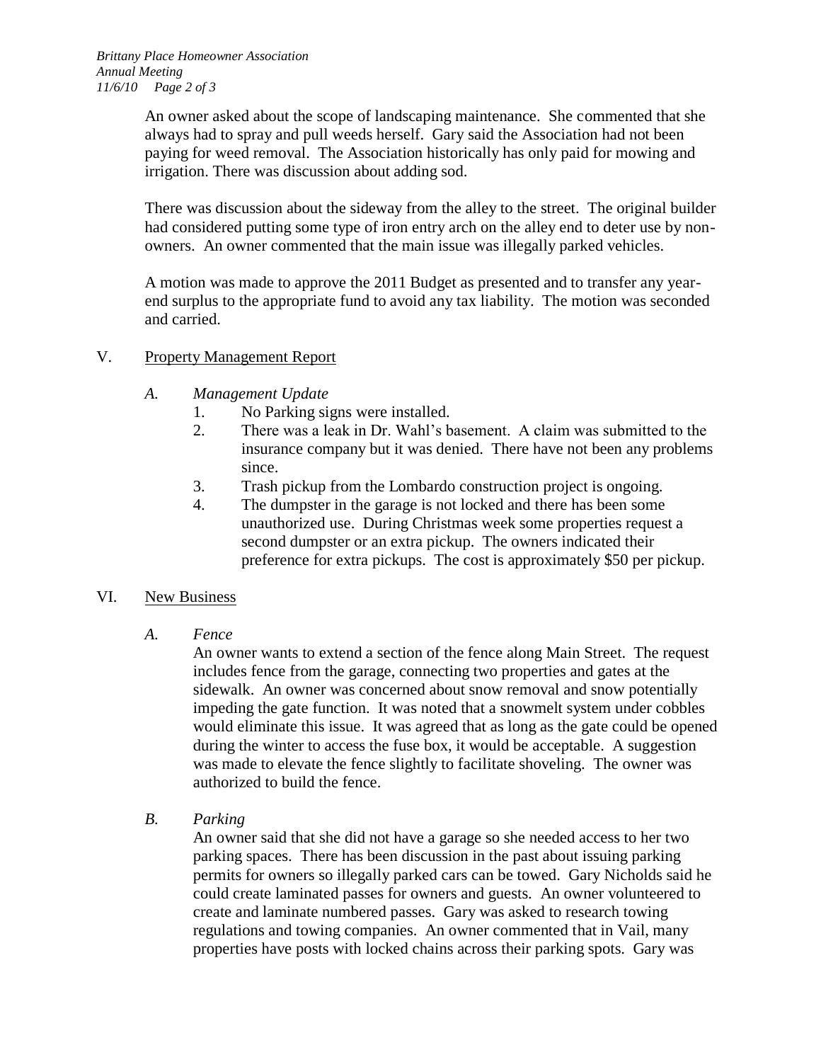An owner asked about the scope of landscaping maintenance. She commented that she always had to spray and pull weeds herself. Gary said the Association had not been paying for weed removal. The Association historically has only paid for mowing and irrigation. There was discussion about adding sod.

There was discussion about the sideway from the alley to the street. The original builder had considered putting some type of iron entry arch on the alley end to deter use by non-owners. An owner commented that the main issue was illegally parked vehicles.

A motion was made to approve the 2011 Budget as presented and to transfer any year-end surplus to the appropriate fund to avoid any tax liability. The motion was seconded and carried.

## V. Property Management Report

### *A. Management Update*

1. No Parking signs were installed.
2. There was a leak in Dr. Wahl's basement. A claim was submitted to the insurance company but it was denied. There have not been any problems since.
3. Trash pickup from the Lombardo construction project is ongoing.
4. The dumpster in the garage is not locked and there has been some unauthorized use. During Christmas week some properties request a second dumpster or an extra pickup. The owners indicated their preference for extra pickups. The cost is approximately $50 per pickup.

## VI. New Business

### *A. Fence*

An owner wants to extend a section of the fence along Main Street. The request includes fence from the garage, connecting two properties and gates at the sidewalk. An owner was concerned about snow removal and snow potentially impeding the gate function. It was noted that a snowmelt system under cobbles would eliminate this issue. It was agreed that as long as the gate could be opened during the winter to access the fuse box, it would be acceptable. A suggestion was made to elevate the fence slightly to facilitate shoveling. The owner was authorized to build the fence.

### *B. Parking*

An owner said that she did not have a garage so she needed access to her two parking spaces. There has been discussion in the past about issuing parking permits for owners so illegally parked cars can be towed. Gary Nicholds said he could create laminated passes for owners and guests. An owner volunteered to create and laminate numbered passes. Gary was asked to research towing regulations and towing companies. An owner commented that in Vail, many properties have posts with locked chains across their parking spots. Gary was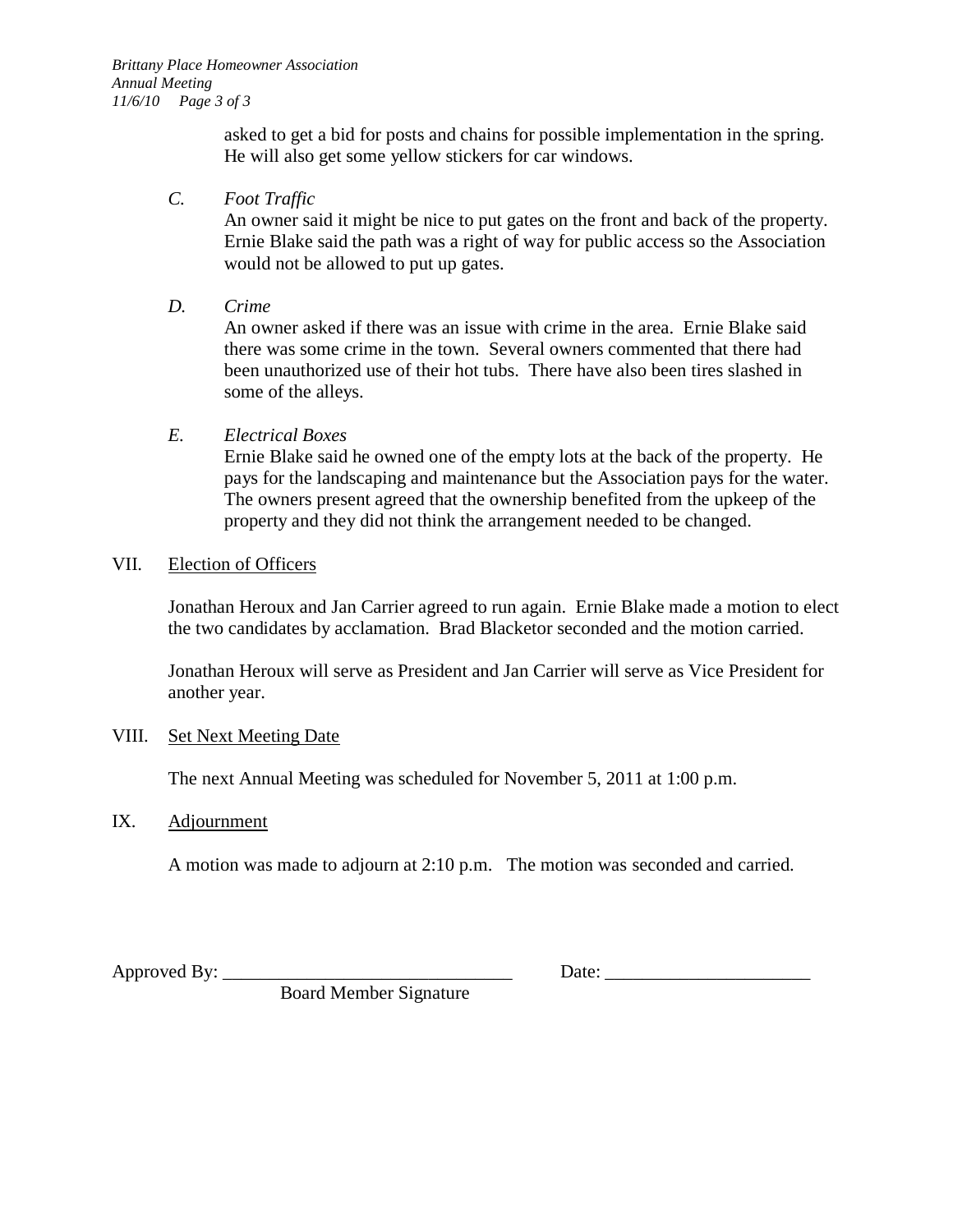asked to get a bid for posts and chains for possible implementation in the spring. He will also get some yellow stickers for car windows.

*C.* *Foot Traffic*

An owner said it might be nice to put gates on the front and back of the property. Ernie Blake said the path was a right of way for public access so the Association would not be allowed to put up gates.

*D.* *Crime*

An owner asked if there was an issue with crime in the area. Ernie Blake said there was some crime in the town. Several owners commented that there had been unauthorized use of their hot tubs. There have also been tires slashed in some of the alleys.

*E.* *Electrical Boxes*

Ernie Blake said he owned one of the empty lots at the back of the property. He pays for the landscaping and maintenance but the Association pays for the water. The owners present agreed that the ownership benefited from the upkeep of the property and they did not think the arrangement needed to be changed.

## VII. Election of Officers

Jonathan Heroux and Jan Carrier agreed to run again. Ernie Blake made a motion to elect the two candidates by acclamation. Brad Blacketor seconded and the motion carried.

Jonathan Heroux will serve as President and Jan Carrier will serve as Vice President for another year.

## VIII. Set Next Meeting Date

The next Annual Meeting was scheduled for November 5, 2011 at 1:00 p.m.

## IX. Adjournment

A motion was made to adjourn at 2:10 p.m. The motion was seconded and carried.

Approved By: _______________________________ Date: ______________________

Board Member Signature